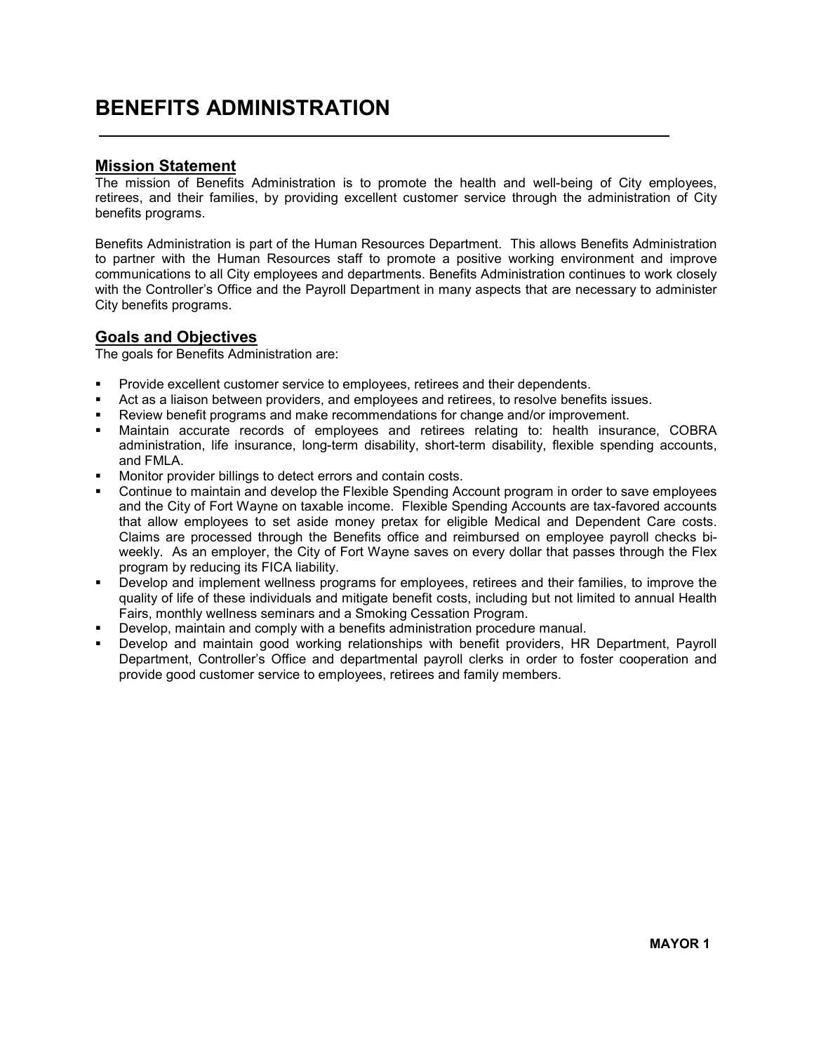# BENEFITS ADMINISTRATION

## Mission Statement

The mission of Benefits Administration is to promote the health and well-being of City employees, retirees, and their families, by providing excellent customer service through the administration of City benefits programs.

Benefits Administration is part of the Human Resources Department. This allows Benefits Administration to partner with the Human Resources staff to promote a positive working environment and improve communications to all City employees and departments. Benefits Administration continues to work closely with the Controller's Office and the Payroll Department in many aspects that are necessary to administer City benefits programs.

## Goals and Objectives

The goals for Benefits Administration are:

- Provide excellent customer service to employees, retirees and their dependents.
- Act as a liaison between providers, and employees and retirees, to resolve benefits issues.
- Review benefit programs and make recommendations for change and/or improvement.
- Maintain accurate records of employees and retirees relating to: health insurance, COBRA administration, life insurance, long-term disability, short-term disability, flexible spending accounts, and FMLA.
- Monitor provider billings to detect errors and contain costs.
- Continue to maintain and develop the Flexible Spending Account program in order to save employees and the City of Fort Wayne on taxable income. Flexible Spending Accounts are tax-favored accounts that allow employees to set aside money pretax for eligible Medical and Dependent Care costs. Claims are processed through the Benefits office and reimbursed on employee payroll checks bi-weekly. As an employer, the City of Fort Wayne saves on every dollar that passes through the Flex program by reducing its FICA liability.
- Develop and implement wellness programs for employees, retirees and their families, to improve the quality of life of these individuals and mitigate benefit costs, including but not limited to annual Health Fairs, monthly wellness seminars and a Smoking Cessation Program.
- Develop, maintain and comply with a benefits administration procedure manual.
- Develop and maintain good working relationships with benefit providers, HR Department, Payroll Department, Controller's Office and departmental payroll clerks in order to foster cooperation and provide good customer service to employees, retirees and family members.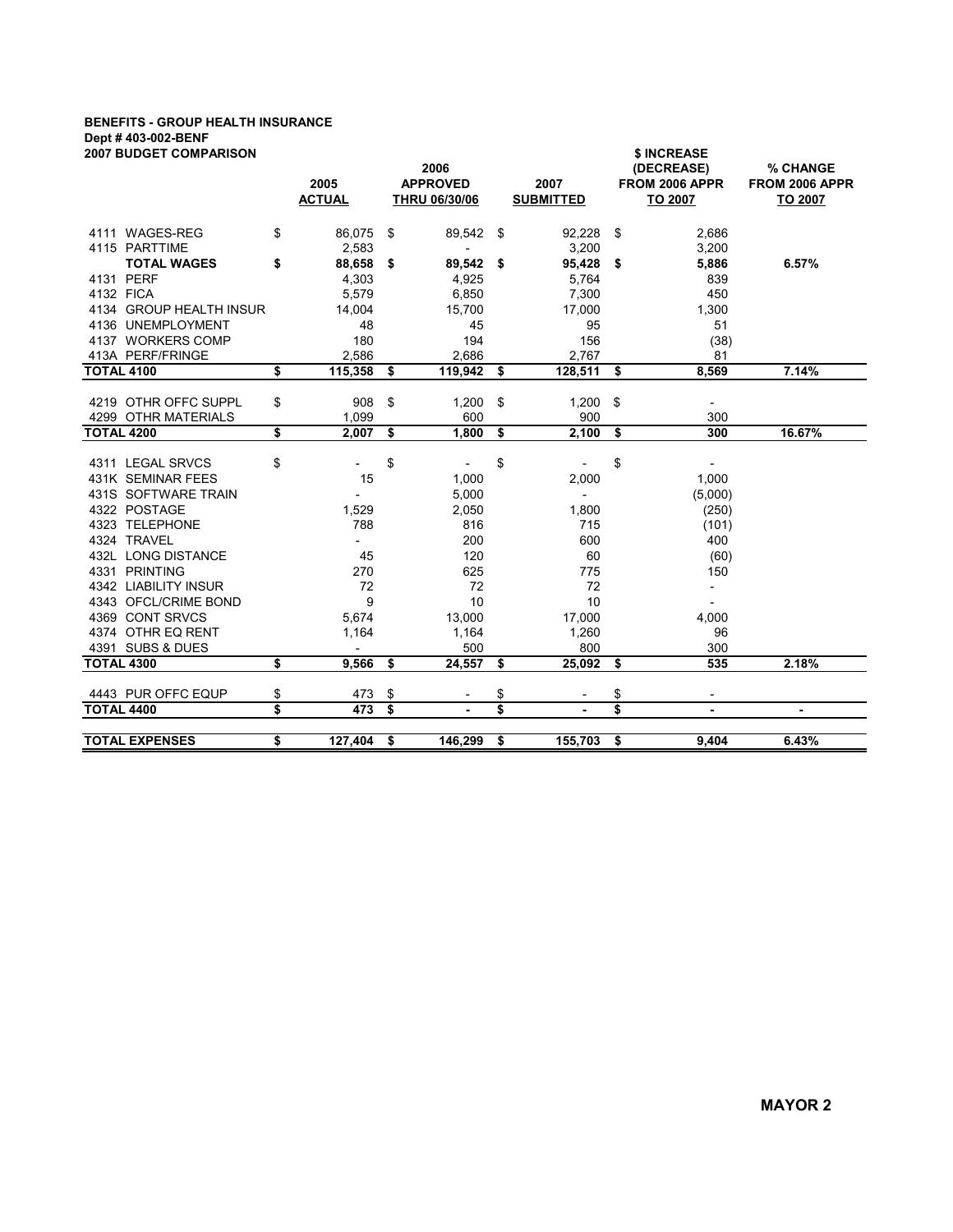**BENEFITS - GROUP HEALTH INSURANCE**
**Dept # 403-002-BENF**
**2007 BUDGET COMPARISON**

| | 2005 ACTUAL | 2006 APPROVED THRU 06/30/06 | 2007 SUBMITTED | $ INCREASE (DECREASE) FROM 2006 APPR TO 2007 | % CHANGE FROM 2006 APPR TO 2007 |
|---|---|---|---|---|---|
| 4111 WAGES-REG | $ 86,075 | $ 89,542 | $ 92,228 | $ 2,686 | |
| 4115 PARTTIME | 2,583 | - | 3,200 | 3,200 | |
| **TOTAL WAGES** | **$ 88,658** | **$ 89,542** | **$ 95,428** | **$ 5,886** | **6.57%** |
| 4131 PERF | 4,303 | 4,925 | 5,764 | 839 | |
| 4132 FICA | 5,579 | 6,850 | 7,300 | 450 | |
| 4134 GROUP HEALTH INSUR | 14,004 | 15,700 | 17,000 | 1,300 | |
| 4136 UNEMPLOYMENT | 48 | 45 | 95 | 51 | |
| 4137 WORKERS COMP | 180 | 194 | 156 | (38) | |
| 413A PERF/FRINGE | 2,586 | 2,686 | 2,767 | 81 | |
| **TOTAL 4100** | **$ 115,358** | **$ 119,942** | **$ 128,511** | **$ 8,569** | **7.14%** |
| 4219 OTHR OFFC SUPPL | $ 908 | $ 1,200 | $ 1,200 | $ - | |
| 4299 OTHR MATERIALS | 1,099 | 600 | 900 | 300 | |
| **TOTAL 4200** | **$ 2,007** | **$ 1,800** | **$ 2,100** | **$ 300** | **16.67%** |
| 4311 LEGAL SRVCS | $ - | $ - | $ - | $ - | |
| 431K SEMINAR FEES | 15 | 1,000 | 2,000 | 1,000 | |
| 431S SOFTWARE TRAIN | - | 5,000 | - | (5,000) | |
| 4322 POSTAGE | 1,529 | 2,050 | 1,800 | (250) | |
| 4323 TELEPHONE | 788 | 816 | 715 | (101) | |
| 4324 TRAVEL | - | 200 | 600 | 400 | |
| 432L LONG DISTANCE | 45 | 120 | 60 | (60) | |
| 4331 PRINTING | 270 | 625 | 775 | 150 | |
| 4342 LIABILITY INSUR | 72 | 72 | 72 | - | |
| 4343 OFCL/CRIME BOND | 9 | 10 | 10 | - | |
| 4369 CONT SRVCS | 5,674 | 13,000 | 17,000 | 4,000 | |
| 4374 OTHR EQ RENT | 1,164 | 1,164 | 1,260 | 96 | |
| 4391 SUBS & DUES | - | 500 | 800 | 300 | |
| **TOTAL 4300** | **$ 9,566** | **$ 24,557** | **$ 25,092** | **$ 535** | **2.18%** |
| 4443 PUR OFFC EQUP | $ 473 | $ - | $ - | $ - | |
| **TOTAL 4400** | **$ 473** | **$ -** | **$ -** | **$ -** | **-** |
| **TOTAL EXPENSES** | **$ 127,404** | **$ 146,299** | **$ 155,703** | **$ 9,404** | **6.43%** |

**MAYOR 2**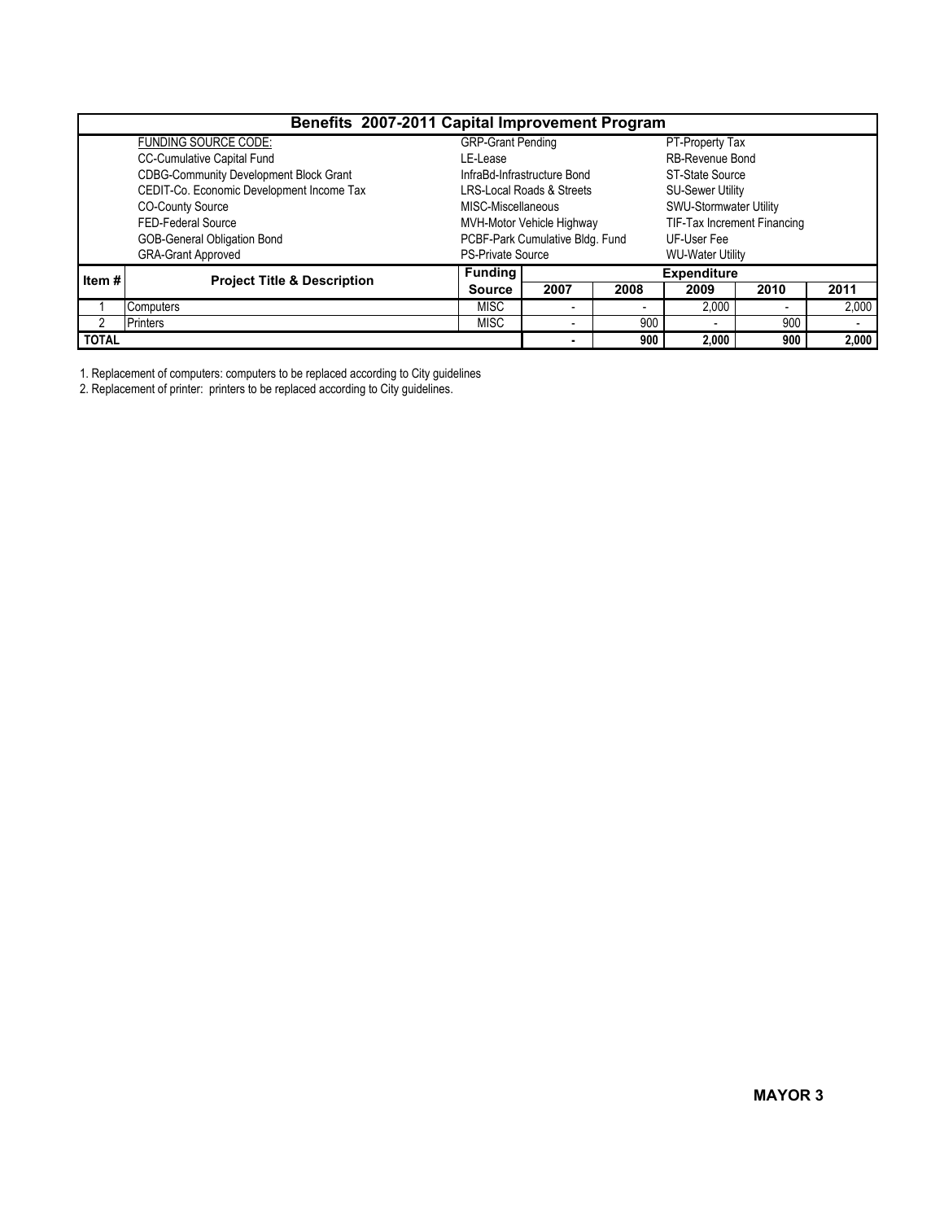# Benefits 2007-2011 Capital Improvement Program

| | | | |
|---|---|---|---|
| FUNDING SOURCE CODE: | GRP-Grant Pending | PT-Property Tax |
| CC-Cumulative Capital Fund | LE-Lease | RB-Revenue Bond |
| CDBG-Community Development Block Grant | InfraBd-Infrastructure Bond | ST-State Source |
| CEDIT-Co. Economic Development Income Tax | LRS-Local Roads & Streets | SU-Sewer Utility |
| CO-County Source | MISC-Miscellaneous | SWU-Stormwater Utility |
| FED-Federal Source | MVH-Motor Vehicle Highway | TIF-Tax Increment Financing |
| GOB-General Obligation Bond | PCBF-Park Cumulative Bldg. Fund | UF-User Fee |
| GRA-Grant Approved | PS-Private Source | WU-Water Utility |

| Item # | Project Title & Description | Funding Source | Expenditure | | | | |
|---|---|---|---|---|---|---|---|
| | | | 2007 | 2008 | 2009 | 2010 | 2011 |
| 1 | Computers | MISC | - | - | 2,000 | - | 2,000 |
| 2 | Printers | MISC | - | 900 | - | 900 | - |
| **TOTAL** | | | **-** | **900** | **2,000** | **900** | **2,000** |

1. Replacement of computers: computers to be replaced according to City guidelines
2. Replacement of printer: printers to be replaced according to City guidelines.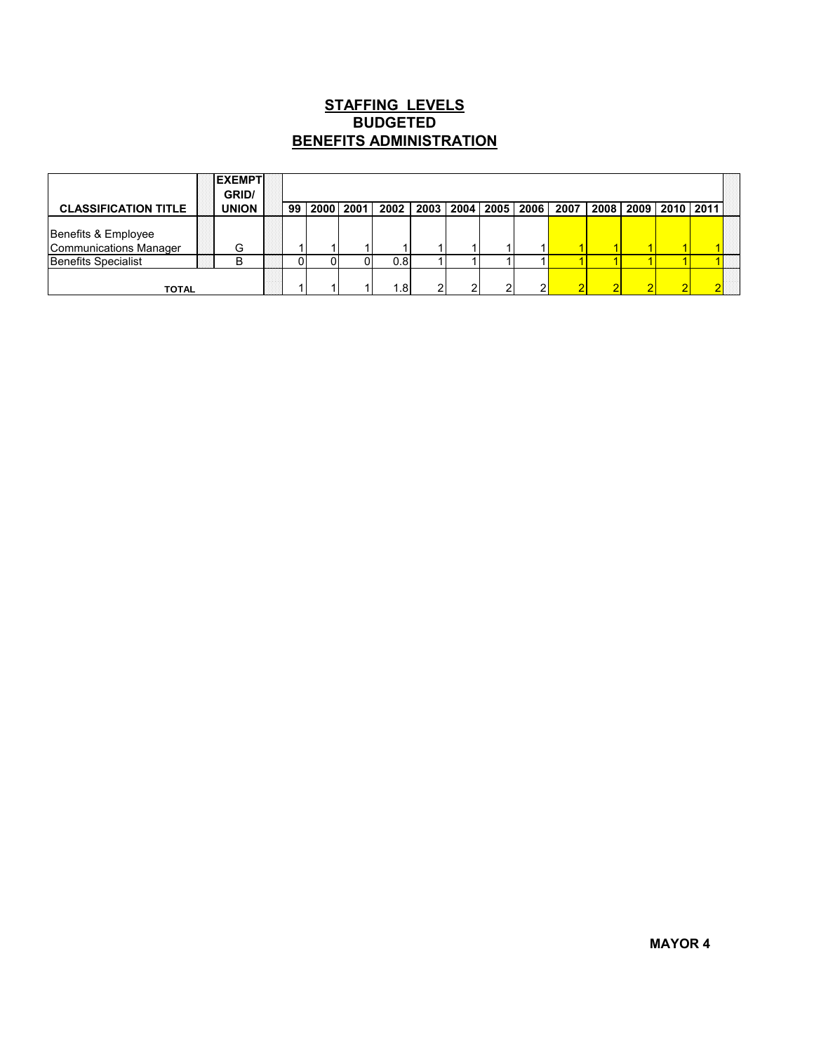## STAFFING LEVELS
## BUDGETED
## BENEFITS ADMINISTRATION

| CLASSIFICATION TITLE | EXEMPT GRID/ UNION | 99 | 2000 | 2001 | 2002 | 2003 | 2004 | 2005 | 2006 | 2007 | 2008 | 2009 | 2010 | 2011 |
|---|---|---|---|---|---|---|---|---|---|---|---|---|---|---|
| Benefits & Employee Communications Manager | G | 1 | 1 | 1 | 1 | 1 | 1 | 1 | 1 | 1 | 1 | 1 | 1 | 1 |
| Benefits Specialist | B | 0 | 0 | 0 | 0.8 | 1 | 1 | 1 | 1 | 1 | 1 | 1 | 1 | 1 |
| TOTAL | | 1 | 1 | 1 | 1.8 | 2 | 2 | 2 | 2 | 2 | 2 | 2 | 2 | 2 |

MAYOR 4